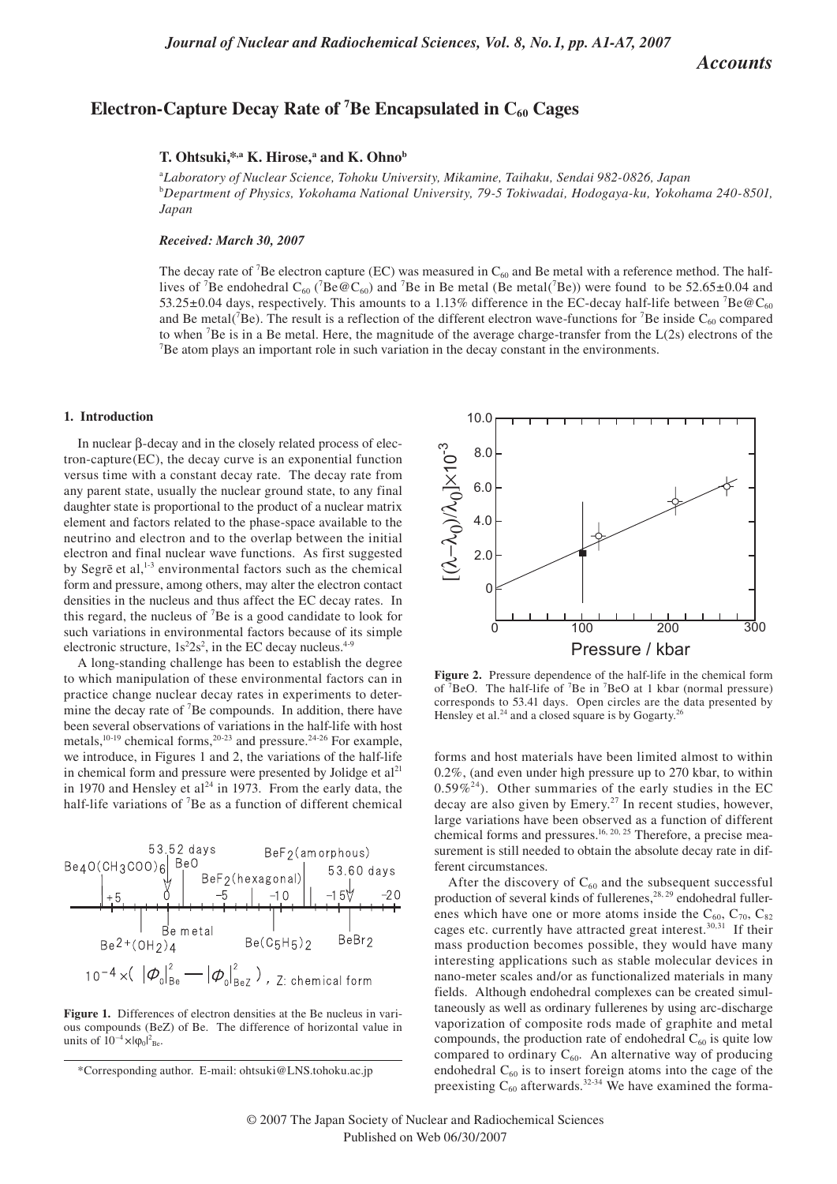# Electron-Capture Decay Rate of $^7$Be Encapsulated in $C_{60}$ Cages

**T. Ohtsuki,\*[a] K. Hirose,[a] and K. Ohno[b]**

[a]*Laboratory of Nuclear Science, Tohoku University, Mikamine, Taihaku, Sendai 982-0826, Japan*
[b]*Department of Physics, Yokohama National University, 79-5 Tokiwadai, Hodogaya-ku, Yokohama 240-8501, Japan*

***Received: March 30, 2007***

The decay rate of $^7$Be electron capture (EC) was measured in $C_{60}$ and Be metal with a reference method. The half-lives of $^7$Be endohedral $C_{60}$ ($^7$Be@$C_{60}$) and $^7$Be in Be metal (Be metal($^7$Be)) were found to be 52.65±0.04 and 53.25±0.04 days, respectively. This amounts to a 1.13% difference in the EC-decay half-life between $^7$Be@$C_{60}$ and Be metal($^7$Be). The result is a reflection of the different electron wave-functions for $^7$Be inside $C_{60}$ compared to when $^7$Be is in a Be metal. Here, the magnitude of the average charge-transfer from the L(2s) electrons of the $^7$Be atom plays an important role in such variation in the decay constant in the environments.

## 1. Introduction

In nuclear β-decay and in the closely related process of electron-capture(EC), the decay curve is an exponential function versus time with a constant decay rate. The decay rate from any parent state, usually the nuclear ground state, to any final daughter state is proportional to the product of a nuclear matrix element and factors related to the phase-space available to the neutrino and electron and to the overlap between the initial electron and final nuclear wave functions. As first suggested by Segrē et al,[1-3] environmental factors such as the chemical form and pressure, among others, may alter the electron contact densities in the nucleus and thus affect the EC decay rates. In this regard, the nucleus of $^7$Be is a good candidate to look for such variations in environmental factors because of its simple electronic structure, $1s^2 2s^2$, in the EC decay nucleus.[4-9]

A long-standing challenge has been to establish the degree to which manipulation of these environmental factors can in practice change nuclear decay rates in experiments to determine the decay rate of $^7$Be compounds. In addition, there have been several observations of variations in the half-life with host metals,[10-19] chemical forms,[20-23] and pressure.[24-26] For example, we introduce, in Figures 1 and 2, the variations of the half-life in chemical form and pressure were presented by Jolidge et al[21] in 1970 and Hensley et al[24] in 1973. From the early data, the half-life variations of $^7$Be as a function of different chemical

**Figure 1.** Differences of electron densities at the Be nucleus in various compounds (BeZ) of Be. The difference of horizontal value in units of $10^{-4}\times|\varphi_0|^2_{Be}$.

**Figure 2.** Pressure dependence of the half-life in the chemical form of $^7$BeO. The half-life of $^7$Be in $^7$BeO at 1 kbar (normal pressure) corresponds to 53.41 days. Open circles are the data presented by Hensley et al.[24] and a closed square is by Gogarty.[26]

forms and host materials have been limited almost to within 0.2%, (and even under high pressure up to 270 kbar, to within 0.59%[24]). Other summaries of the early studies in the EC decay are also given by Emery.[27] In recent studies, however, large variations have been observed as a function of different chemical forms and pressures.[16, 20, 25] Therefore, a precise measurement is still needed to obtain the absolute decay rate in different circumstances.

After the discovery of $C_{60}$ and the subsequent successful production of several kinds of fullerenes,[28, 29] endohedral fullerenes which have one or more atoms inside the $C_{60}$, $C_{70}$, $C_{82}$ cages etc. currently have attracted great interest.[30,31] If their mass production becomes possible, they would have many interesting applications such as stable molecular devices in nano-meter scales and/or as functionalized materials in many fields. Although endohedral complexes can be created simultaneously as well as ordinary fullerenes by using arc-discharge vaporization of composite rods made of graphite and metal compounds, the production rate of endohedral $C_{60}$ is quite low compared to ordinary $C_{60}$. An alternative way of producing endohedral $C_{60}$ is to insert foreign atoms into the cage of the preexisting $C_{60}$ afterwards.[32-34] We have examined the forma-

\*Corresponding author. E-mail: ohtsuki@LNS.tohoku.ac.jp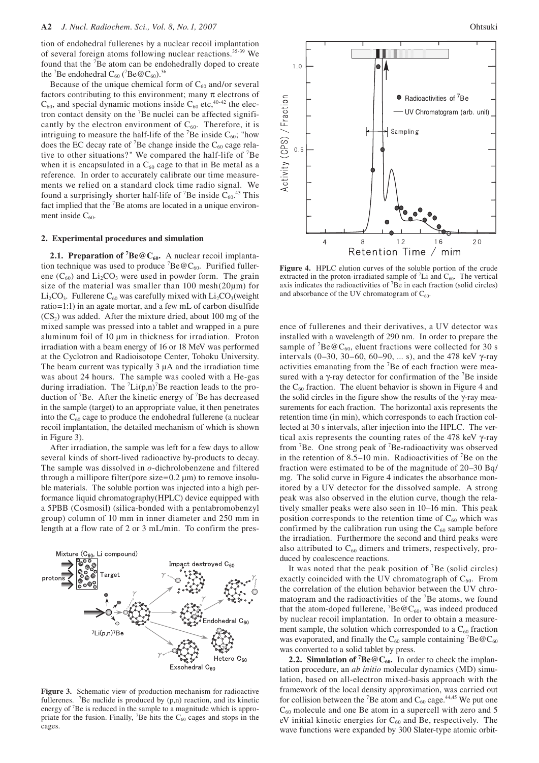tion of endohedral fullerenes by a nuclear recoil implantation of several foreign atoms following nuclear reactions.[35-39] We found that the $^7$Be atom can be endohedrally doped to create the $^7$Be endohedral $C_{60}$ ($^7Be@C_{60}$).[36]

Because of the unique chemical form of $C_{60}$ and/or several factors contributing to this environment; many π electrons of $C_{60}$, and special dynamic motions inside $C_{60}$ etc,[40-42] the electron contact density on the $^7$Be nuclei can be affected significantly by the electron environment of $C_{60}$. Therefore, it is intriguing to measure the half-life of the $^7$Be inside $C_{60}$; "how does the EC decay rate of $^7$Be change inside the $C_{60}$ cage relative to other situations?" We compared the half-life of $^7$Be when it is encapsulated in a $C_{60}$ cage to that in Be metal as a reference. In order to accurately calibrate our time measurements we relied on a standard clock time radio signal. We found a surprisingly shorter half-life of $^7$Be inside $C_{60}$.[43] This fact implied that the $^7$Be atoms are located in a unique environment inside $C_{60}$.

## 2. Experimental procedures and simulation

**2.1. Preparation of $^7Be@C_{60}$.** A nuclear recoil implantation technique was used to produce $^7Be@C_{60}$. Purified fullerene ($C_{60}$) and $Li_2CO_3$ were used in powder form. The grain size of the material was smaller than 100 mesh(20μm) for $Li_2CO_3$. Fullerene $C_{60}$ was carefully mixed with $Li_2CO_3$(weight ratio=1:1) in an agate mortar, and a few mL of carbon disulfide ($CS_2$) was added. After the mixture dried, about 100 mg of the mixed sample was pressed into a tablet and wrapped in a pure aluminum foil of 10 μm in thickness for irradiation. Proton irradiation with a beam energy of 16 or 18 MeV was performed at the Cyclotron and Radioisotope Center, Tohoku University. The beam current was typically 3 μA and the irradiation time was about 24 hours. The sample was cooled with a He-gas during irradiation. The $^7$Li(p,n)$^7$Be reaction leads to the production of $^7$Be. After the kinetic energy of $^7$Be has decreased in the sample (target) to an appropriate value, it then penetrates into the $C_{60}$ cage to produce the endohedral fullerene (a nuclear recoil implantation, the detailed mechanism of which is shown in Figure 3).

After irradiation, the sample was left for a few days to allow several kinds of short-lived radioactive by-products to decay. The sample was dissolved in *o*-dichrolobenzene and filtered through a millipore filter(pore size=0.2 μm) to remove insoluble materials. The soluble portion was injected into a high performance liquid chromatography(HPLC) device equipped with a 5PBB (Cosmosil) (silica-bonded with a pentabromobenzyl group) column of 10 mm in inner diameter and 250 mm in length at a flow rate of 2 or 3 mL/min. To confirm the presence of fullerenes and their derivatives, a UV detector was installed with a wavelength of 290 nm. In order to prepare the sample of $^7Be@C_{60}$, eluent fractions were collected for 30 s intervals (0–30, 30–60, 60–90, ... s), and the 478 keV γ-ray activities emanating from the $^7$Be of each fraction were measured with a γ-ray detector for confirmation of the $^7$Be inside the $C_{60}$ fraction. The eluent behavior is shown in Figure 4 and the solid circles in the figure show the results of the γ-ray measurements for each fraction. The horizontal axis represents the retention time (in min), which corresponds to each fraction collected at 30 s intervals, after injection into the HPLC. The vertical axis represents the counting rates of the 478 keV γ-ray from $^7$Be. One strong peak of $^7$Be-radioactivity was observed in the retention of 8.5–10 min. Radioactivities of $^7$Be on the fraction were estimated to be of the magnitude of 20–30 Bq/mg. The solid curve in Figure 4 indicates the absorbance monitored by a UV detector for the dissolved sample. A strong peak was also observed in the elution curve, though the relatively smaller peaks were also seen in 10–16 min. This peak position corresponds to the retention time of $C_{60}$ which was confirmed by the calibration run using the $C_{60}$ sample before the irradiation. Furthermore the second and third peaks were also attributed to $C_{60}$ dimers and trimers, respectively, produced by coalescence reactions.

**Figure 3.** Schematic view of production mechanism for radioactive fullerenes. $^7$Be nuclide is produced by (p,n) reaction, and its kinetic energy of $^7$Be is reduced in the sample to a magnitude which is appropriate for the fusion. Finally, $^7$Be hits the $C_{60}$ cages and stops in the cages.

**Figure 4.** HPLC elution curves of the soluble portion of the crude extracted in the proton-irradiated sample of $^7$Li and $C_{60}$. The vertical axis indicates the radioactivities of $^7$Be in each fraction (solid circles) and absorbance of the UV chromatogram of $C_{60}$.

It was noted that the peak position of $^7$Be (solid circles) exactly coincided with the UV chromatograph of $C_{60}$. From the correlation of the elution behavior between the UV chromatogram and the radioactivities of the $^7$Be atoms, we found that the atom-doped fullerene, $^7Be@C_{60}$, was indeed produced by nuclear recoil implantation. In order to obtain a measurement sample, the solution which corresponded to a $C_{60}$ fraction was evaporated, and finally the $C_{60}$ sample containing $^7Be@C_{60}$ was converted to a solid tablet by press.

**2.2. Simulation of $^7Be@C_{60}$.** In order to check the implantation procedure, an *ab initio* molecular dynamics (MD) simulation, based on all-electron mixed-basis approach with the framework of the local density approximation, was carried out for collision between the $^7$Be atom and $C_{60}$ cage.[44,45] We put one $C_{60}$ molecule and one Be atom in a supercell with zero and 5 eV initial kinetic energies for $C_{60}$ and Be, respectively. The wave functions were expanded by 300 Slater-type atomic orbit-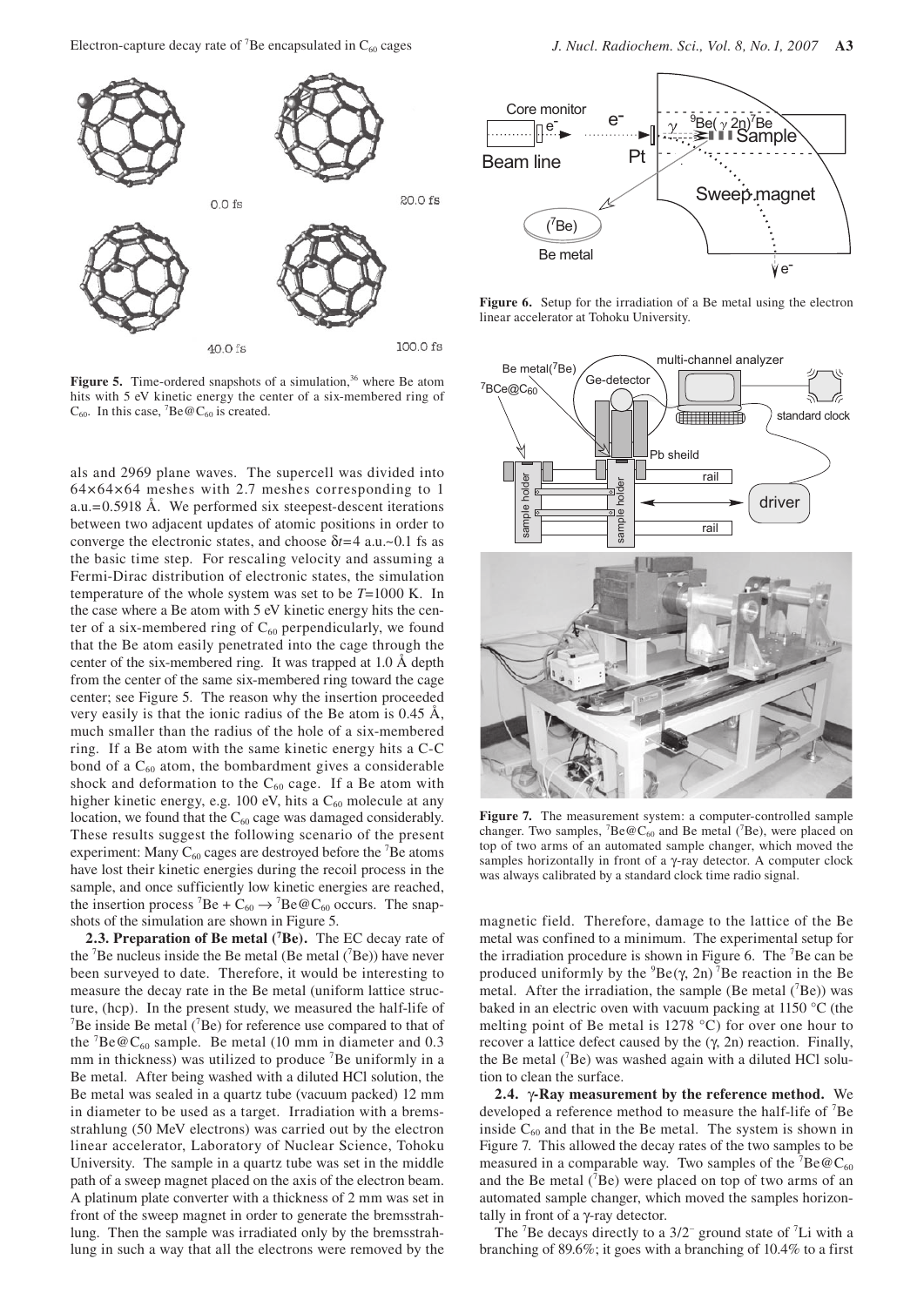Figure 5. Time-ordered snapshots of a simulation,[36] where Be atom hits with 5 eV kinetic energy the center of a six-membered ring of $C_{60}$. In this case, $^{7}Be@C_{60}$ is created.

als and 2969 plane waves. The supercell was divided into 64×64×64 meshes with 2.7 meshes corresponding to 1 a.u.=0.5918 Å. We performed six steepest-descent iterations between two adjacent updates of atomic positions in order to converge the electronic states, and choose $\delta t$=4 a.u.~0.1 fs as the basic time step. For rescaling velocity and assuming a Fermi-Dirac distribution of electronic states, the simulation temperature of the whole system was set to be $T$=1000 K. In the case where a Be atom with 5 eV kinetic energy hits the center of a six-membered ring of $C_{60}$ perpendicularly, we found that the Be atom easily penetrated into the cage through the center of the six-membered ring. It was trapped at 1.0 Å depth from the center of the same six-membered ring toward the cage center; see Figure 5. The reason why the insertion proceeded very easily is that the ionic radius of the Be atom is 0.45 Å, much smaller than the radius of the hole of a six-membered ring. If a Be atom with the same kinetic energy hits a C-C bond of a $C_{60}$ atom, the bombardment gives a considerable shock and deformation to the $C_{60}$ cage. If a Be atom with higher kinetic energy, e.g. 100 eV, hits a $C_{60}$ molecule at any location, we found that the $C_{60}$ cage was damaged considerably. These results suggest the following scenario of the present experiment: Many $C_{60}$ cages are destroyed before the $^{7}Be$ atoms have lost their kinetic energies during the recoil process in the sample, and once sufficiently low kinetic energies are reached, the insertion process $^{7}Be + C_{60} \rightarrow {}^{7}Be@C_{60}$ occurs. The snapshots of the simulation are shown in Figure 5.

**2.3. Preparation of Be metal ($^{7}$Be).** The EC decay rate of the $^{7}Be$ nucleus inside the Be metal (Be metal ($^{7}$Be)) have never been surveyed to date. Therefore, it would be interesting to measure the decay rate in the Be metal (uniform lattice structure, (hcp). In the present study, we measured the half-life of $^{7}Be$ inside Be metal ($^{7}$Be) for reference use compared to that of the $^{7}Be@C_{60}$ sample. Be metal (10 mm in diameter and 0.3 mm in thickness) was utilized to produce $^{7}Be$ uniformly in a Be metal. After being washed with a diluted HCl solution, the Be metal was sealed in a quartz tube (vacuum packed) 12 mm in diameter to be used as a target. Irradiation with a bremsstrahlung (50 MeV electrons) was carried out by the electron linear accelerator, Laboratory of Nuclear Science, Tohoku University. The sample in a quartz tube was set in the middle path of a sweep magnet placed on the axis of the electron beam. A platinum plate converter with a thickness of 2 mm was set in front of the sweep magnet in order to generate the bremsstrahlung. Then the sample was irradiated only by the bremsstrahlung in such a way that all the electrons were removed by the magnetic field. Therefore, damage to the lattice of the Be metal was confined to a minimum. The experimental setup for the irradiation procedure is shown in Figure 6. The $^{7}Be$ can be produced uniformly by the $^{9}Be(\gamma, 2n)\,^{7}Be$ reaction in the Be metal. After the irradiation, the sample (Be metal ($^{7}$Be)) was baked in an electric oven with vacuum packing at 1150 °C (the melting point of Be metal is 1278 °C) for over one hour to recover a lattice defect caused by the ($\gamma$, 2n) reaction. Finally, the Be metal ($^{7}$Be) was washed again with a diluted HCl solution to clean the surface.

Figure 6. Setup for the irradiation of a Be metal using the electron linear accelerator at Tohoku University.

Figure 7. The measurement system: a computer-controlled sample changer. Two samples, $^{7}Be@C_{60}$ and Be metal ($^{7}$Be), were placed on top of two arms of an automated sample changer, which moved the samples horizontally in front of a $\gamma$-ray detector. A computer clock was always calibrated by a standard clock time radio signal.

**2.4. $\gamma$-Ray measurement by the reference method.** We developed a reference method to measure the half-life of $^{7}Be$ inside $C_{60}$ and that in the Be metal. The system is shown in Figure 7. This allowed the decay rates of the two samples to be measured in a comparable way. Two samples of the $^{7}Be@C_{60}$ and the Be metal ($^{7}$Be) were placed on top of two arms of an automated sample changer, which moved the samples horizontally in front of a $\gamma$-ray detector.

The $^{7}Be$ decays directly to a $3/2^{-}$ ground state of $^{7}Li$ with a branching of 89.6%; it goes with a branching of 10.4% to a first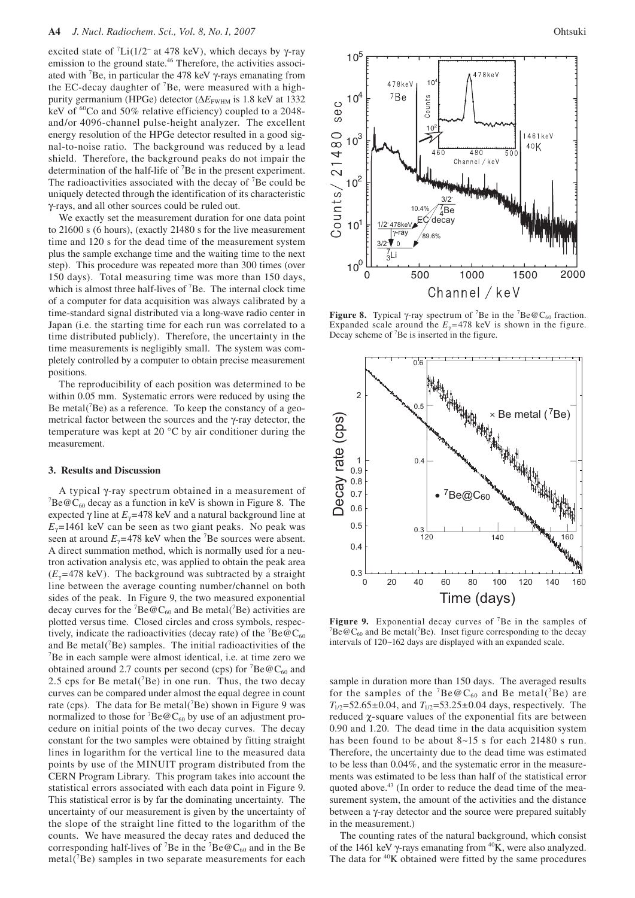excited state of $^{7}Li(1/2^{-}$ at 478 keV), which decays by γ-ray emission to the ground state.[46] Therefore, the activities associated with $^{7}Be$, in particular the 478 keV γ-rays emanating from the EC-decay daughter of $^{7}Be$, were measured with a high-purity germanium (HPGe) detector ($\Delta E_{FWHM}$ is 1.8 keV at 1332 keV of $^{60}Co$ and 50% relative efficiency) coupled to a 2048-and/or 4096-channel pulse-height analyzer. The excellent energy resolution of the HPGe detector resulted in a good signal-to-noise ratio. The background was reduced by a lead shield. Therefore, the background peaks do not impair the determination of the half-life of $^{7}Be$ in the present experiment. The radioactivities associated with the decay of $^{7}Be$ could be uniquely detected through the identification of its characteristic γ-rays, and all other sources could be ruled out.

We exactly set the measurement duration for one data point to 21600 s (6 hours), (exactly 21480 s for the live measurement time and 120 s for the dead time of the measurement system plus the sample exchange time and the waiting time to the next step). This procedure was repeated more than 300 times (over 150 days). Total measuring time was more than 150 days, which is almost three half-lives of $^{7}Be$. The internal clock time of a computer for data acquisition was always calibrated by a time-standard signal distributed via a long-wave radio center in Japan (i.e. the starting time for each run was correlated to a time distributed publicly). Therefore, the uncertainty in the time measurements is negligibly small. The system was completely controlled by a computer to obtain precise measurement positions.

The reproducibility of each position was determined to be within 0.05 mm. Systematic errors were reduced by using the Be metal($^{7}Be$) as a reference. To keep the constancy of a geometrical factor between the sources and the γ-ray detector, the temperature was kept at 20 °C by air conditioner during the measurement.

## 3. Results and Discussion

A typical γ-ray spectrum obtained in a measurement of $^{7}Be@C_{60}$ decay as a function in keV is shown in Figure 8. The expected γ line at $E_{\gamma}$=478 keV and a natural background line at $E_{\gamma}$=1461 keV can be seen as two giant peaks. No peak was seen at around $E_{\gamma}$=478 keV when the $^{7}Be$ sources were absent. A direct summation method, which is normally used for a neutron activation analysis etc, was applied to obtain the peak area ($E_{\gamma}$=478 keV). The background was subtracted by a straight line between the average counting number/channel on both sides of the peak. In Figure 9, the two measured exponential decay curves for the $^{7}Be@C_{60}$ and Be metal($^{7}Be$) activities are plotted versus time. Closed circles and cross symbols, respectively, indicate the radioactivities (decay rate) of the $^{7}Be@C_{60}$ and Be metal($^{7}Be$) samples. The initial radioactivities of the $^{7}Be$ in each sample were almost identical, i.e. at time zero we obtained around 2.7 counts per second (cps) for $^{7}Be@C_{60}$ and 2.5 cps for Be metal($^{7}Be$) in one run. Thus, the two decay curves can be compared under almost the equal degree in count rate (cps). The data for Be metal($^{7}Be$) shown in Figure 9 was normalized to those for $^{7}Be@C_{60}$ by use of an adjustment procedure on initial points of the two decay curves. The decay constant for the two samples were obtained by fitting straight lines in logarithm for the vertical line to the measured data points by use of the MINUIT program distributed from the CERN Program Library. This program takes into account the statistical errors associated with each data point in Figure 9. This statistical error is by far the dominating uncertainty. The uncertainty of our measurement is given by the uncertainty of the slope of the straight line fitted to the logarithm of the counts. We have measured the decay rates and deduced the corresponding half-lives of $^{7}Be$ in the $^{7}Be@C_{60}$ and in the Be metal($^{7}Be$) samples in two separate measurements for each

**Figure 8.** Typical γ-ray spectrum of $^{7}Be$ in the $^{7}Be@C_{60}$ fraction. Expanded scale around the $E_{\gamma}$=478 keV is shown in the figure. Decay scheme of $^{7}Be$ is inserted in the figure.

**Figure 9.** Exponential decay curves of $^{7}Be$ in the samples of $^{7}Be@C_{60}$ and Be metal($^{7}Be$). Inset figure corresponding to the decay intervals of 120~162 days are displayed with an expanded scale.

sample in duration more than 150 days. The averaged results for the samples of the $^{7}Be@C_{60}$ and Be metal($^{7}Be$) are $T_{1/2}$=52.65±0.04, and $T_{1/2}$=53.25±0.04 days, respectively. The reduced χ-square values of the exponential fits are between 0.90 and 1.20. The dead time in the data acquisition system has been found to be about 8~15 s for each 21480 s run. Therefore, the uncertainty due to the dead time was estimated to be less than 0.04%, and the systematic error in the measurements was estimated to be less than half of the statistical error quoted above.[43] (In order to reduce the dead time of the measurement system, the amount of the activities and the distance between a γ-ray detector and the source were prepared suitably in the measurement.)

The counting rates of the natural background, which consist of the 1461 keV γ-rays emanating from $^{40}K$, were also analyzed. The data for $^{40}K$ obtained were fitted by the same procedures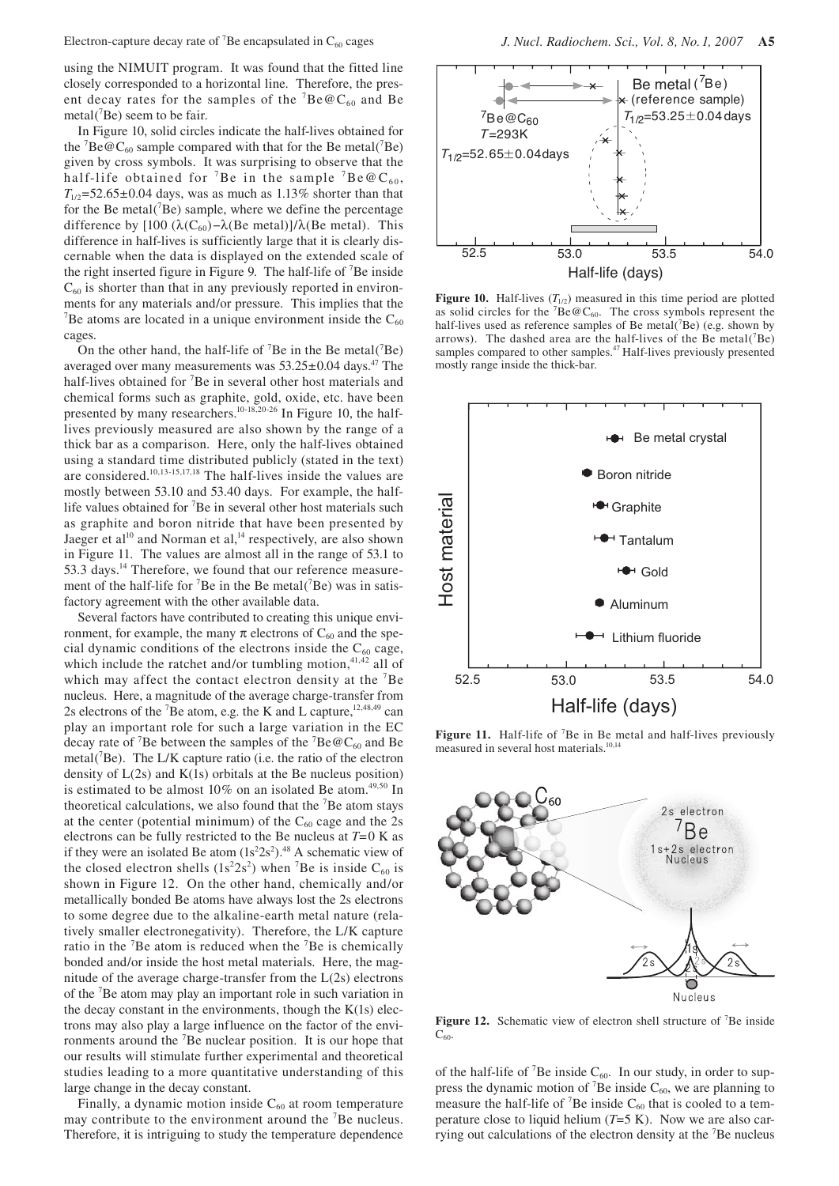using the NIMUIT program. It was found that the fitted line closely corresponded to a horizontal line. Therefore, the present decay rates for the samples of the $^7$Be@C$_{60}$ and Be metal($^7$Be) seem to be fair.

In Figure 10, solid circles indicate the half-lives obtained for the $^7$Be@C$_{60}$ sample compared with that for the Be metal($^7$Be) given by cross symbols. It was surprising to observe that the half-life obtained for $^7$Be in the sample $^7$Be@C$_{60}$, $T_{1/2}$=52.65±0.04 days, was as much as 1.13% shorter than that for the Be metal($^7$Be) sample, where we define the percentage difference by [100 ($\lambda$(C$_{60}$)−$\lambda$(Be metal)]/$\lambda$(Be metal). This difference in half-lives is sufficiently large that it is clearly discernable when the data is displayed on the extended scale of the right inserted figure in Figure 9. The half-life of $^7$Be inside C$_{60}$ is shorter than that in any previously reported in environments for any materials and/or pressure. This implies that the $^7$Be atoms are located in a unique environment inside the C$_{60}$ cages.

On the other hand, the half-life of $^7$Be in the Be metal($^7$Be) averaged over many measurements was 53.25±0.04 days.[47] The half-lives obtained for $^7$Be in several other host materials and chemical forms such as graphite, gold, oxide, etc. have been presented by many researchers.[10-18,20-26] In Figure 10, the half-lives previously measured are also shown by the range of a thick bar as a comparison. Here, only the half-lives obtained using a standard time distributed publicly (stated in the text) are considered.[10,13-15,17,18] The half-lives inside the values are mostly between 53.10 and 53.40 days. For example, the half-life values obtained for $^7$Be in several other host materials such as graphite and boron nitride that have been presented by Jaeger et al[10] and Norman et al,[14] respectively, are also shown in Figure 11. The values are almost all in the range of 53.1 to 53.3 days.[14] Therefore, we found that our reference measurement of the half-life for $^7$Be in the Be metal($^7$Be) was in satisfactory agreement with the other available data.

Several factors have contributed to creating this unique environment, for example, the many $\pi$ electrons of C$_{60}$ and the special dynamic conditions of the electrons inside the C$_{60}$ cage, which include the ratchet and/or tumbling motion,[41,42] all of which may affect the contact electron density at the $^7$Be nucleus. Here, a magnitude of the average charge-transfer from 2s electrons of the $^7$Be atom, e.g. the K and L capture,[12,48,49] can play an important role for such a large variation in the EC decay rate of $^7$Be between the samples of the $^7$Be@C$_{60}$ and Be metal($^7$Be). The L/K capture ratio (i.e. the ratio of the electron density of L(2s) and K(1s) orbitals at the Be nucleus position) is estimated to be almost 10% on an isolated Be atom.[49,50] In theoretical calculations, we also found that the $^7$Be atom stays at the center (potential minimum) of the C$_{60}$ cage and the 2s electrons can be fully restricted to the Be nucleus at $T$=0 K as if they were an isolated Be atom (1s$^2$2s$^2$).[48] A schematic view of the closed electron shells (1s$^2$2s$^2$) when $^7$Be is inside C$_{60}$ is shown in Figure 12. On the other hand, chemically and/or metallically bonded Be atoms have always lost the 2s electrons to some degree due to the alkaline-earth metal nature (relatively smaller electronegativity). Therefore, the L/K capture ratio in the $^7$Be atom is reduced when the $^7$Be is chemically bonded and/or inside the host metal materials. Here, the magnitude of the average charge-transfer from the L(2s) electrons of the $^7$Be atom may play an important role in such variation in the decay constant in the environments, though the K(1s) electrons may also play a large influence on the factor of the environments around the $^7$Be nuclear position. It is our hope that our results will stimulate further experimental and theoretical studies leading to a more quantitative understanding of this large change in the decay constant.

Finally, a dynamic motion inside C$_{60}$ at room temperature may contribute to the environment around the $^7$Be nucleus. Therefore, it is intriguing to study the temperature dependence of the half-life of $^7$Be inside C$_{60}$. In our study, in order to suppress the dynamic motion of $^7$Be inside C$_{60}$, we are planning to measure the half-life of $^7$Be inside C$_{60}$ that is cooled to a temperature close to liquid helium ($T$=5 K). Now we are also carrying out calculations of the electron density at the $^7$Be nucleus

**Figure 10.** Half-lives ($T_{1/2}$) measured in this time period are plotted as solid circles for the $^7$Be@C$_{60}$. The cross symbols represent the half-lives used as reference samples of Be metal($^7$Be) (e.g. shown by arrows). The dashed area are the half-lives of the Be metal($^7$Be) samples compared to other samples.[47] Half-lives previously presented mostly range inside the thick-bar.

**Figure 11.** Half-life of $^7$Be in Be metal and half-lives previously measured in several host materials.[10,14]

**Figure 12.** Schematic view of electron shell structure of $^7$Be inside C$_{60}$.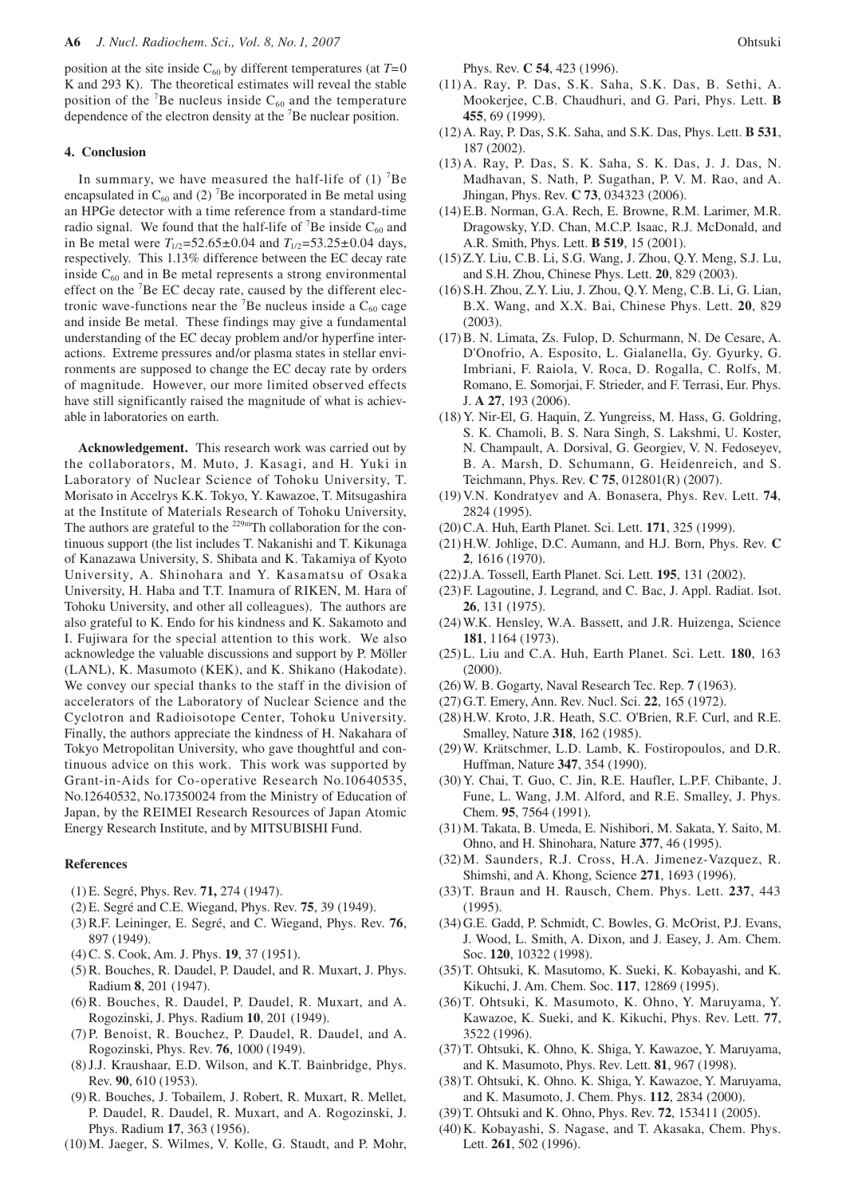position at the site inside $C_{60}$ by different temperatures (at $T$=0 K and 293 K). The theoretical estimates will reveal the stable position of the $^{7}Be$ nucleus inside $C_{60}$ and the temperature dependence of the electron density at the $^{7}Be$ nuclear position.

## 4. Conclusion

In summary, we have measured the half-life of (1) $^{7}Be$ encapsulated in $C_{60}$ and (2) $^{7}Be$ incorporated in Be metal using an HPGe detector with a time reference from a standard-time radio signal. We found that the half-life of $^{7}Be$ inside $C_{60}$ and in Be metal were $T_{1/2}$=52.65±0.04 and $T_{1/2}$=53.25±0.04 days, respectively. This 1.13% difference between the EC decay rate inside $C_{60}$ and in Be metal represents a strong environmental effect on the $^{7}Be$ EC decay rate, caused by the different electronic wave-functions near the $^{7}Be$ nucleus inside a $C_{60}$ cage and inside Be metal. These findings may give a fundamental understanding of the EC decay problem and/or hyperfine interactions. Extreme pressures and/or plasma states in stellar environments are supposed to change the EC decay rate by orders of magnitude. However, our more limited observed effects have still significantly raised the magnitude of what is achievable in laboratories on earth.

**Acknowledgement.** This research work was carried out by the collaborators, M. Muto, J. Kasagi, and H. Yuki in Laboratory of Nuclear Science of Tohoku University, T. Morisato in Accelrys K.K. Tokyo, Y. Kawazoe, T. Mitsugashira at the Institute of Materials Research of Tohoku University, The authors are grateful to the $^{229m}$Th collaboration for the continuous support (the list includes T. Nakanishi and T. Kikunaga of Kanazawa University, S. Shibata and K. Takamiya of Kyoto University, A. Shinohara and Y. Kasamatsu of Osaka University, H. Haba and T.T. Inamura of RIKEN, M. Hara of Tohoku University, and other all colleagues). The authors are also grateful to K. Endo for his kindness and K. Sakamoto and I. Fujiwara for the special attention to this work. We also acknowledge the valuable discussions and support by P. Möller (LANL), K. Masumoto (KEK), and K. Shikano (Hakodate). We convey our special thanks to the staff in the division of accelerators of the Laboratory of Nuclear Science and the Cyclotron and Radioisotope Center, Tohoku University. Finally, the authors appreciate the kindness of H. Nakahara of Tokyo Metropolitan University, who gave thoughtful and continuous advice on this work. This work was supported by Grant-in-Aids for Co-operative Research No.10640535, No.12640532, No.17350024 from the Ministry of Education of Japan, by the REIMEI Research Resources of Japan Atomic Energy Research Institute, and by MITSUBISHI Fund.

## References

(1) E. Segré, Phys. Rev. **71,** 274 (1947).
(2) E. Segré and C.E. Wiegand, Phys. Rev. **75**, 39 (1949).
(3) R.F. Leininger, E. Segré, and C. Wiegand, Phys. Rev. **76**, 897 (1949).
(4) C. S. Cook, Am. J. Phys. **19**, 37 (1951).
(5) R. Bouches, R. Daudel, P. Daudel, and R. Muxart, J. Phys. Radium **8**, 201 (1947).
(6) R. Bouches, R. Daudel, P. Daudel, R. Muxart, and A. Rogozinski, J. Phys. Radium **10**, 201 (1949).
(7) P. Benoist, R. Bouchez, P. Daudel, R. Daudel, and A. Rogozinski, Phys. Rev. **76**, 1000 (1949).
(8) J.J. Kraushaar, E.D. Wilson, and K.T. Bainbridge, Phys. Rev. **90**, 610 (1953).
(9) R. Bouches, J. Tobailem, J. Robert, R. Muxart, R. Mellet, P. Daudel, R. Daudel, R. Muxart, and A. Rogozinski, J. Phys. Radium **17**, 363 (1956).
(10) M. Jaeger, S. Wilmes, V. Kolle, G. Staudt, and P. Mohr, Phys. Rev. **C 54**, 423 (1996).
(11) A. Ray, P. Das, S.K. Saha, S.K. Das, B. Sethi, A. Mookerjee, C.B. Chaudhuri, and G. Pari, Phys. Lett. **B 455**, 69 (1999).
(12) A. Ray, P. Das, S.K. Saha, and S.K. Das, Phys. Lett. **B 531**, 187 (2002).
(13) A. Ray, P. Das, S. K. Saha, S. K. Das, J. J. Das, N. Madhavan, S. Nath, P. Sugathan, P. V. M. Rao, and A. Jhingan, Phys. Rev. **C 73**, 034323 (2006).
(14) E.B. Norman, G.A. Rech, E. Browne, R.M. Larimer, M.R. Dragowsky, Y.D. Chan, M.C.P. Isaac, R.J. McDonald, and A.R. Smith, Phys. Lett. **B 519**, 15 (2001).
(15) Z.Y. Liu, C.B. Li, S.G. Wang, J. Zhou, Q.Y. Meng, S.J. Lu, and S.H. Zhou, Chinese Phys. Lett. **20**, 829 (2003).
(16) S.H. Zhou, Z.Y. Liu, J. Zhou, Q.Y. Meng, C.B. Li, G. Lian, B.X. Wang, and X.X. Bai, Chinese Phys. Lett. **20**, 829 (2003).
(17) B. N. Limata, Zs. Fulop, D. Schurmann, N. De Cesare, A. D'Onofrio, A. Esposito, L. Gialanella, Gy. Gyurky, G. Imbriani, F. Raiola, V. Roca, D. Rogalla, C. Rolfs, M. Romano, E. Somorjai, F. Strieder, and F. Terrasi, Eur. Phys. J. **A 27**, 193 (2006).
(18) Y. Nir-El, G. Haquin, Z. Yungreiss, M. Hass, G. Goldring, S. K. Chamoli, B. S. Nara Singh, S. Lakshmi, U. Koster, N. Champault, A. Dorsival, G. Georgiev, V. N. Fedoseyev, B. A. Marsh, D. Schumann, G. Heidenreich, and S. Teichmann, Phys. Rev. **C 75**, 012801(R) (2007).
(19) V.N. Kondratyev and A. Bonasera, Phys. Rev. Lett. **74**, 2824 (1995).
(20) C.A. Huh, Earth Planet. Sci. Lett. **171**, 325 (1999).
(21) H.W. Johlige, D.C. Aumann, and H.J. Born, Phys. Rev. **C 2**, 1616 (1970).
(22) J.A. Tossell, Earth Planet. Sci. Lett. **195**, 131 (2002).
(23) F. Lagoutine, J. Legrand, and C. Bac, J. Appl. Radiat. Isot. **26**, 131 (1975).
(24) W.K. Hensley, W.A. Bassett, and J.R. Huizenga, Science **181**, 1164 (1973).
(25) L. Liu and C.A. Huh, Earth Planet. Sci. Lett. **180**, 163 (2000).
(26) W. B. Gogarty, Naval Research Tec. Rep. **7** (1963).
(27) G.T. Emery, Ann. Rev. Nucl. Sci. **22**, 165 (1972).
(28) H.W. Kroto, J.R. Heath, S.C. O'Brien, R.F. Curl, and R.E. Smalley, Nature **318**, 162 (1985).
(29) W. Krätschmer, L.D. Lamb, K. Fostiropoulos, and D.R. Huffman, Nature **347**, 354 (1990).
(30) Y. Chai, T. Guo, C. Jin, R.E. Haufler, L.P.F. Chibante, J. Fune, L. Wang, J.M. Alford, and R.E. Smalley, J. Phys. Chem. **95**, 7564 (1991).
(31) M. Takata, B. Umeda, E. Nishibori, M. Sakata, Y. Saito, M. Ohno, and H. Shinohara, Nature **377**, 46 (1995).
(32) M. Saunders, R.J. Cross, H.A. Jimenez-Vazquez, R. Shimshi, and A. Khong, Science **271**, 1693 (1996).
(33) T. Braun and H. Rausch, Chem. Phys. Lett. **237**, 443 (1995).
(34) G.E. Gadd, P. Schmidt, C. Bowles, G. McOrist, P.J. Evans, J. Wood, L. Smith, A. Dixon, and J. Easey, J. Am. Chem. Soc. **120**, 10322 (1998).
(35) T. Ohtsuki, K. Masutomo, K. Sueki, K. Kobayashi, and K. Kikuchi, J. Am. Chem. Soc. **117**, 12869 (1995).
(36) T. Ohtsuki, K. Masumoto, K. Ohno, Y. Maruyama, Y. Kawazoe, K. Sueki, and K. Kikuchi, Phys. Rev. Lett. **77**, 3522 (1996).
(37) T. Ohtsuki, K. Ohno, K. Shiga, Y. Kawazoe, Y. Maruyama, and K. Masumoto, Phys. Rev. Lett. **81**, 967 (1998).
(38) T. Ohtsuki, K. Ohno. K. Shiga, Y. Kawazoe, Y. Maruyama, and K. Masumoto, J. Chem. Phys. **112**, 2834 (2000).
(39) T. Ohtsuki and K. Ohno, Phys. Rev. **72**, 153411 (2005).
(40) K. Kobayashi, S. Nagase, and T. Akasaka, Chem. Phys. Lett. **261**, 502 (1996).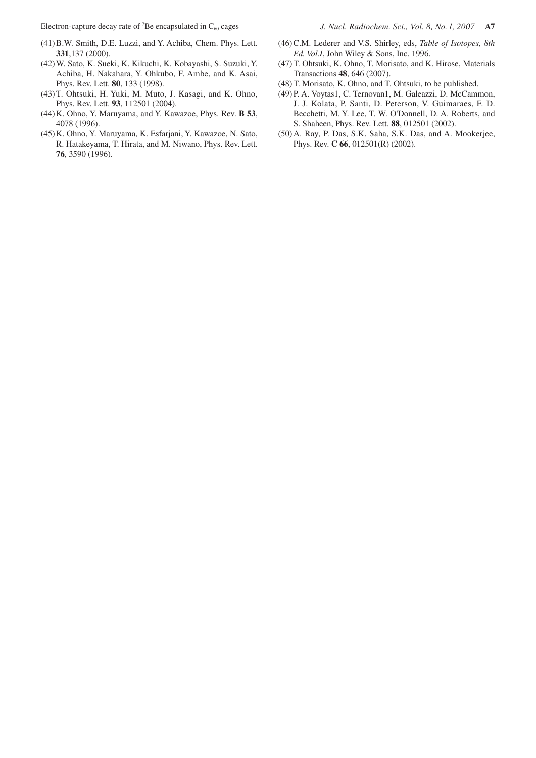(41) B.W. Smith, D.E. Luzzi, and Y. Achiba, Chem. Phys. Lett. **331**,137 (2000).

(42) W. Sato, K. Sueki, K. Kikuchi, K. Kobayashi, S. Suzuki, Y. Achiba, H. Nakahara, Y. Ohkubo, F. Ambe, and K. Asai, Phys. Rev. Lett. **80**, 133 (1998).

(43) T. Ohtsuki, H. Yuki, M. Muto, J. Kasagi, and K. Ohno, Phys. Rev. Lett. **93**, 112501 (2004).

(44) K. Ohno, Y. Maruyama, and Y. Kawazoe, Phys. Rev. **B 53**, 4078 (1996).

(45) K. Ohno, Y. Maruyama, K. Esfarjani, Y. Kawazoe, N. Sato, R. Hatakeyama, T. Hirata, and M. Niwano, Phys. Rev. Lett. **76**, 3590 (1996).

(46) C.M. Lederer and V.S. Shirley, eds, *Table of Isotopes, 8th Ed. Vol.I*, John Wiley & Sons, Inc. 1996.

(47) T. Ohtsuki, K. Ohno, T. Morisato, and K. Hirose, Materials Transactions **48**, 646 (2007).

(48) T. Morisato, K. Ohno, and T. Ohtsuki, to be published.

(49) P. A. Voytas1, C. Ternovan1, M. Galeazzi, D. McCammon, J. J. Kolata, P. Santi, D. Peterson, V. Guimaraes, F. D. Becchetti, M. Y. Lee, T. W. O'Donnell, D. A. Roberts, and S. Shaheen, Phys. Rev. Lett. **88**, 012501 (2002).

(50) A. Ray, P. Das, S.K. Saha, S.K. Das, and A. Mookerjee, Phys. Rev. **C 66**, 012501(R) (2002).